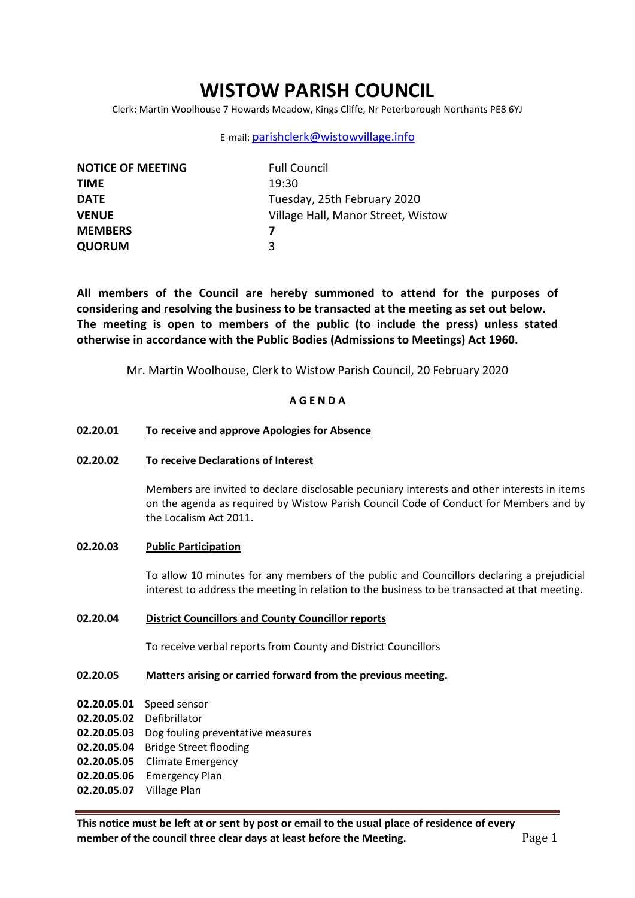# WISTOW PARISH COUNCIL

Clerk: Martin Woolhouse 7 Howards Meadow, Kings Cliffe, Nr Peterborough Northants PE8 6YJ

E-mail: parishclerk@wistowvillage.info

| | |
|---|---|
| **NOTICE OF MEETING** | Full Council |
| **TIME** | 19:30 |
| **DATE** | Tuesday, 25th February 2020 |
| **VENUE** | Village Hall, Manor Street, Wistow |
| **MEMBERS** | **7** |
| **QUORUM** | 3 |

**All members of the Council are hereby summoned to attend for the purposes of considering and resolving the business to be transacted at the meeting as set out below. The meeting is open to members of the public (to include the press) unless stated otherwise in accordance with the Public Bodies (Admissions to Meetings) Act 1960.**

Mr. Martin Woolhouse, Clerk to Wistow Parish Council, 20 February 2020

## A G E N D A

**02.20.01** **To receive and approve Apologies for Absence**

**02.20.02** **To receive Declarations of Interest**

Members are invited to declare disclosable pecuniary interests and other interests in items on the agenda as required by Wistow Parish Council Code of Conduct for Members and by the Localism Act 2011.

**02.20.03** **Public Participation**

To allow 10 minutes for any members of the public and Councillors declaring a prejudicial interest to address the meeting in relation to the business to be transacted at that meeting.

**02.20.04** **District Councillors and County Councillor reports**

To receive verbal reports from County and District Councillors

**02.20.05** **Matters arising or carried forward from the previous meeting.**

**02.20.05.01** Speed sensor
**02.20.05.02** Defibrillator
**02.20.05.03** Dog fouling preventative measures
**02.20.05.04** Bridge Street flooding
**02.20.05.05** Climate Emergency
**02.20.05.06** Emergency Plan
**02.20.05.07** Village Plan

**This notice must be left at or sent by post or email to the usual place of residence of every member of the council three clear days at least before the Meeting.**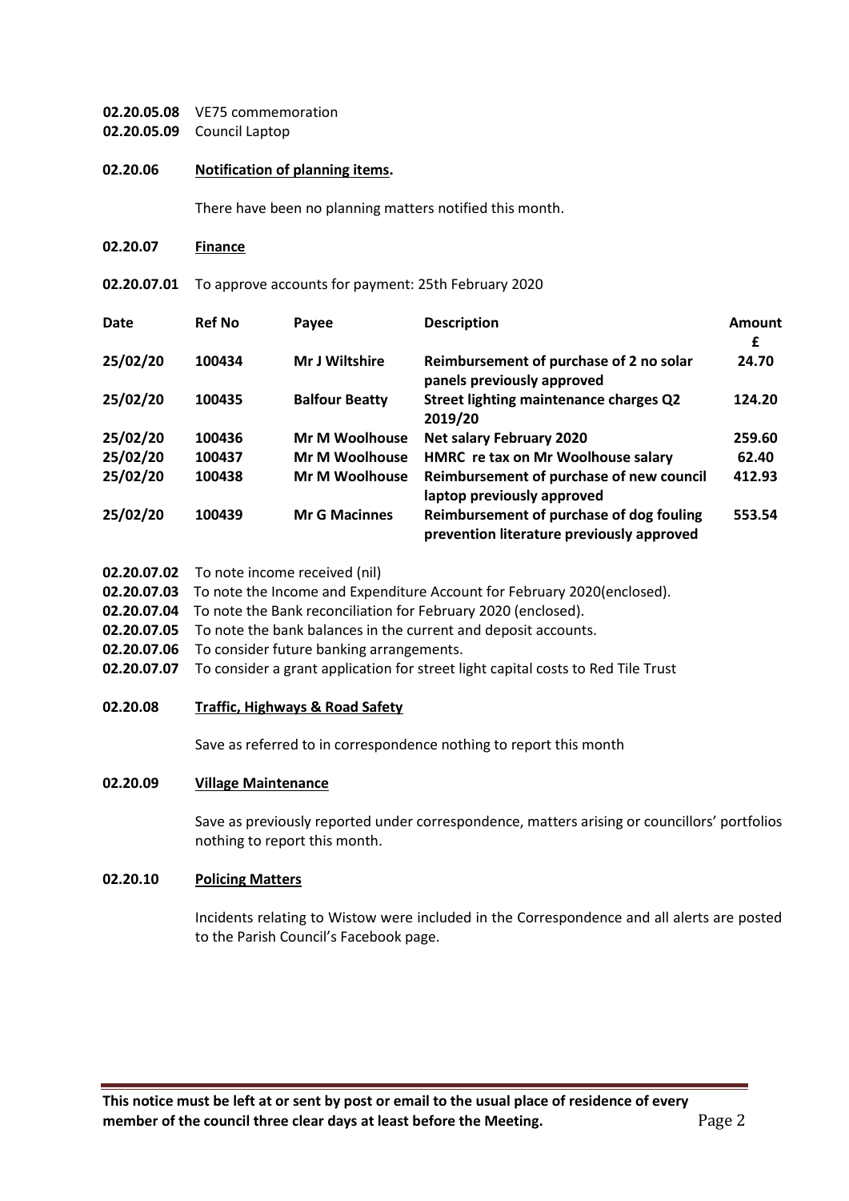**02.20.05.08** VE75 commemoration
**02.20.05.09** Council Laptop

**02.20.06** **Notification of planning items.**

There have been no planning matters notified this month.

**02.20.07** **Finance**

**02.20.07.01** To approve accounts for payment: 25th February 2020

| Date | Ref No | Payee | Description | Amount £ |
|---|---|---|---|---|
| **25/02/20** | **100434** | **Mr J Wiltshire** | **Reimbursement of purchase of 2 no solar panels previously approved** | **24.70** |
| **25/02/20** | **100435** | **Balfour Beatty** | **Street lighting maintenance charges Q2 2019/20** | **124.20** |
| **25/02/20** | **100436** | **Mr M Woolhouse** | **Net salary February 2020** | **259.60** |
| **25/02/20** | **100437** | **Mr M Woolhouse** | **HMRC re tax on Mr Woolhouse salary** | **62.40** |
| **25/02/20** | **100438** | **Mr M Woolhouse** | **Reimbursement of purchase of new council laptop previously approved** | **412.93** |
| **25/02/20** | **100439** | **Mr G Macinnes** | **Reimbursement of purchase of dog fouling prevention literature previously approved** | **553.54** |

**02.20.07.02** To note income received (nil)
**02.20.07.03** To note the Income and Expenditure Account for February 2020(enclosed).
**02.20.07.04** To note the Bank reconciliation for February 2020 (enclosed).
**02.20.07.05** To note the bank balances in the current and deposit accounts.
**02.20.07.06** To consider future banking arrangements.
**02.20.07.07** To consider a grant application for street light capital costs to Red Tile Trust

**02.20.08** **Traffic, Highways & Road Safety**

Save as referred to in correspondence nothing to report this month

**02.20.09** **Village Maintenance**

Save as previously reported under correspondence, matters arising or councillors' portfolios nothing to report this month.

**02.20.10** **Policing Matters**

Incidents relating to Wistow were included in the Correspondence and all alerts are posted to the Parish Council's Facebook page.

**This notice must be left at or sent by post or email to the usual place of residence of every member of the council three clear days at least before the Meeting.**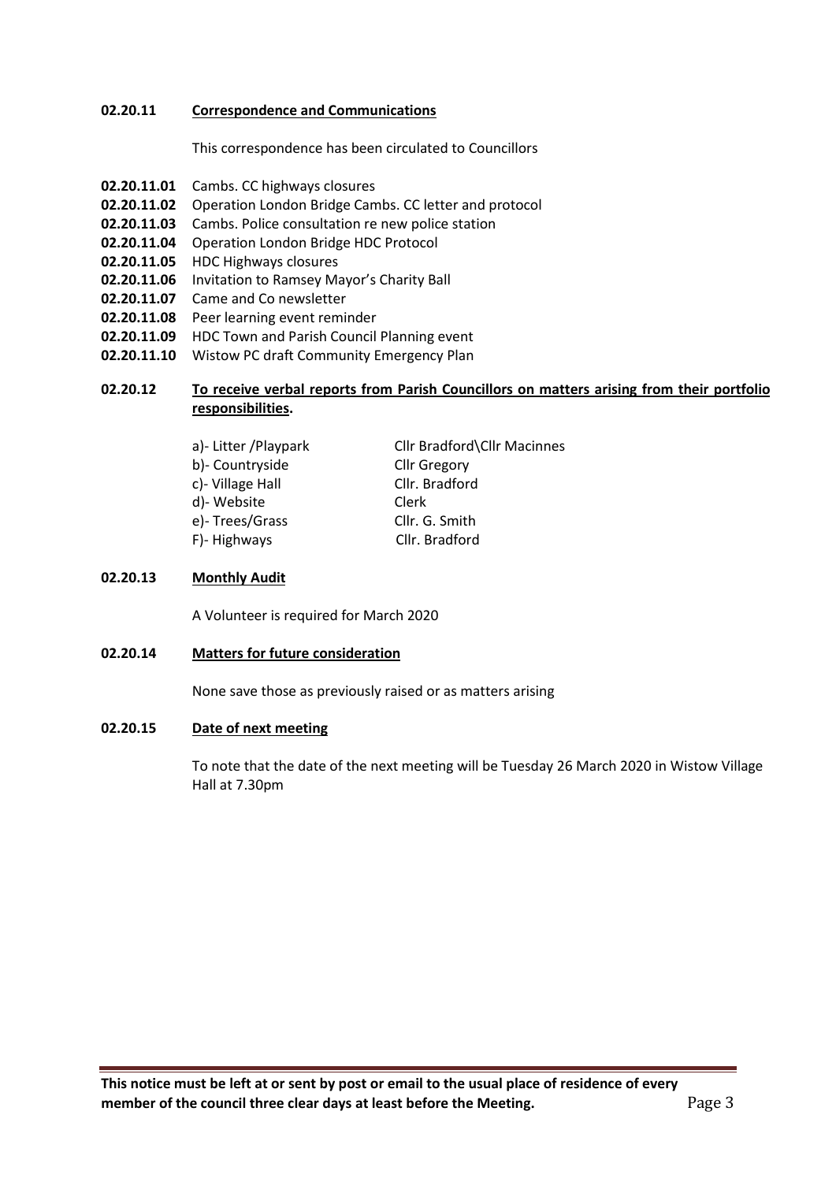**02.20.11** **Correspondence and Communications**

This correspondence has been circulated to Councillors

**02.20.11.01** Cambs. CC highways closures
**02.20.11.02** Operation London Bridge Cambs. CC letter and protocol
**02.20.11.03** Cambs. Police consultation re new police station
**02.20.11.04** Operation London Bridge HDC Protocol
**02.20.11.05** HDC Highways closures
**02.20.11.06** Invitation to Ramsey Mayor's Charity Ball
**02.20.11.07** Came and Co newsletter
**02.20.11.08** Peer learning event reminder
**02.20.11.09** HDC Town and Parish Council Planning event
**02.20.11.10** Wistow PC draft Community Emergency Plan

**02.20.12** **To receive verbal reports from Parish Councillors on matters arising from their portfolio responsibilities.**

| | |
|---|---|
| a)- Litter /Playpark | Cllr Bradford\Cllr Macinnes |
| b)- Countryside | Cllr Gregory |
| c)- Village Hall | Cllr. Bradford |
| d)- Website | Clerk |
| e)- Trees/Grass | Cllr. G. Smith |
| F)- Highways | Cllr. Bradford |

**02.20.13** **Monthly Audit**

A Volunteer is required for March 2020

**02.20.14** **Matters for future consideration**

None save those as previously raised or as matters arising

**02.20.15** **Date of next meeting**

To note that the date of the next meeting will be Tuesday 26 March 2020 in Wistow Village Hall at 7.30pm

**This notice must be left at or sent by post or email to the usual place of residence of every member of the council three clear days at least before the Meeting.**